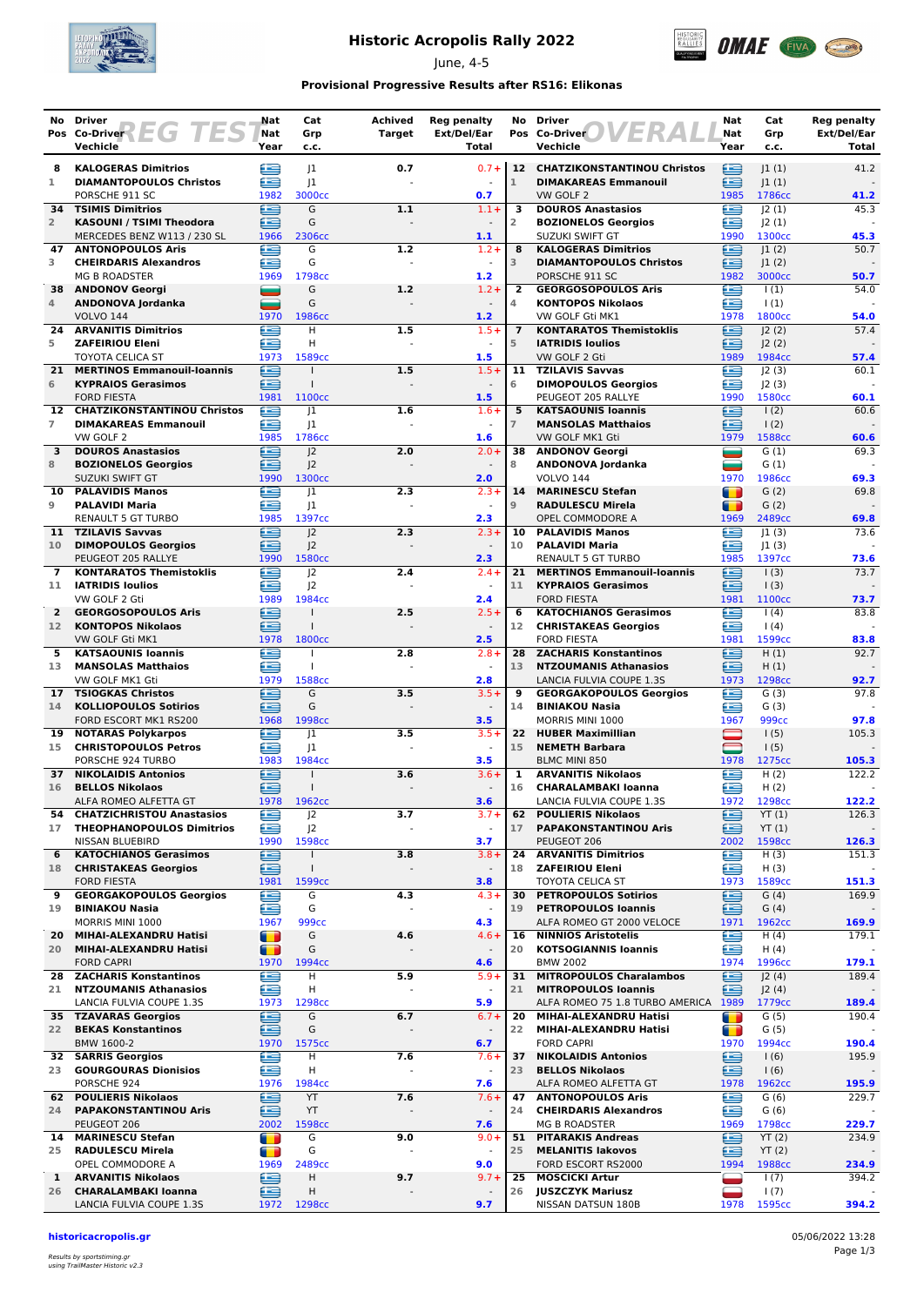# Historic Acropolis Rally 2022

June, 4-5

**Provisional Progressive Results after RS16: Elikonas**

## REG TEST

| No | Pos | Driver / Co-Driver / Vechicle | Nat | Year | Cat Grp | c.c. | Achived Target | Reg penalty Ext/Del/Ear | Total |
|---|---|---|---|---|---|---|---|---|---|
| 8 | 1 | **KALOGERAS Dimitrios** / **DIAMANTOPOULOS Christos** / PORSCHE 911 SC | GRE/GRE | 1982 | J1 / J1 | 3000cc | 0.7 | 0.7+ / - | 0.7 |
| 34 | 2 | **TSIMIS Dimitrios** / **KASOUNI / TSIMI Theodora** / MERCEDES BENZ W113 / 230 SL | GRE/GRE | 1966 | G / G | 2306cc | 1.1 | 1.1+ / - | 1.1 |
| 47 | 3 | **ANTONOPOULOS Aris** / **CHEIRDARIS Alexandros** / MG B ROADSTER | GRE/GRE | 1969 | G / G | 1798cc | 1.2 | 1.2+ / - | 1.2 |
| 38 | 4 | **ANDONOV Georgi** / **ANDONOVA Jordanka** / VOLVO 144 | BUL/BUL | 1970 | G / G | 1986cc | 1.2 | 1.2+ / - | 1.2 |
| 24 | 5 | **ARVANITIS Dimitrios** / **ZAFEIRIOU Eleni** / TOYOTA CELICA ST | GRE/GRE | 1973 | H / H | 1589cc | 1.5 | 1.5+ / - | 1.5 |
| 21 | 6 | **MERTINOS Emmanouil-Ioannis** / **KYPRAIOS Gerasimos** / FORD FIESTA | GRE/GRE | 1981 | I / I | 1100cc | 1.5 | 1.5+ / - | 1.5 |
| 12 | 7 | **CHATZIKONSTANTINOU Christos** / **DIMAKAREAS Emmanouil** / VW GOLF 2 | GRE/GRE | 1985 | J1 / J1 | 1786cc | 1.6 | 1.6+ / - | 1.6 |
| 3 | 8 | **DOUROS Anastasios** / **BOZIONELOS Georgios** / SUZUKI SWIFT GT | GRE/GRE | 1990 | J2 / J2 | 1300cc | 2.0 | 2.0+ / - | 2.0 |
| 10 | 9 | **PALAVIDIS Manos** / **PALAVIDI Maria** / RENAULT 5 GT TURBO | GRE/GRE | 1985 | J1 / J1 | 1397cc | 2.3 | 2.3+ / - | 2.3 |
| 11 | 10 | **TZILAVIS Savvas** / **DIMOPOULOS Georgios** / PEUGEOT 205 RALLYE | GRE/GRE | 1990 | J2 / J2 | 1580cc | 2.3 | 2.3+ / - | 2.3 |
| 7 | 11 | **KONTARATOS Themistoklis** / **IATRIDIS Ioulios** / VW GOLF 2 Gti | GRE/GRE | 1989 | J2 / J2 | 1984cc | 2.4 | 2.4+ / - | 2.4 |
| 2 | 12 | **GEORGOSOPOULOS Aris** / **KONTOPOS Nikolaos** / VW GOLF Gti MK1 | GRE/GRE | 1978 | I / I | 1800cc | 2.5 | 2.5+ / - | 2.5 |
| 5 | 13 | **KATSAOUNIS Ioannis** / **MANSOLAS Matthaios** / VW GOLF MK1 Gti | GRE/GRE | 1979 | I / I | 1588cc | 2.8 | 2.8+ / - | 2.8 |
| 17 | 14 | **TSIOGKAS Christos** / **KOLLIOPOULOS Sotirios** / FORD ESCORT MK1 RS200 | GRE/GRE | 1968 | G / G | 1998cc | 3.5 | 3.5+ / - | 3.5 |
| 19 | 15 | **NOTARAS Polykarpos** / **CHRISTOPOULOS Petros** / PORSCHE 924 TURBO | GRE/GRE | 1983 | J1 / J1 | 1984cc | 3.5 | 3.5+ / - | 3.5 |
| 37 | 16 | **NIKOLAIDIS Antonios** / **BELLOS Nikolaos** / ALFA ROMEO ALFETTA GT | GRE/GRE | 1978 | I / I | 1962cc | 3.6 | 3.6+ / - | 3.6 |
| 54 | 17 | **CHATZICHRISTOU Anastasios** / **THEOPHANOPOULOS Dimitrios** / NISSAN BLUEBIRD | GRE/GRE | 1990 | J2 / J2 | 1598cc | 3.7 | 3.7+ / - | 3.7 |
| 6 | 18 | **KATOCHIANOS Gerasimos** / **CHRISTAKEAS Georgios** / FORD FIESTA | GRE/GRE | 1981 | I / I | 1599cc | 3.8 | 3.8+ / - | 3.8 |
| 9 | 19 | **GEORGAKOPOULOS Georgios** / **BINIAKOU Nasia** / MORRIS MINI 1000 | GRE/GRE | 1967 | G / G | 999cc | 4.3 | 4.3+ / - | 4.3 |
| 20 | 20 | **MIHAI-ALEXANDRU Hatisi** / **MIHAI-ALEXANDRU Hatisi** / FORD CAPRI | ROU/ROU | 1970 | G / G | 1994cc | 4.6 | 4.6+ / - | 4.6 |
| 28 | 21 | **ZACHARIS Konstantinos** / **NTZOUMANIS Athanasios** / LANCIA FULVIA COUPE 1.3S | GRE/GRE | 1973 | H / H | 1298cc | 5.9 | 5.9+ / - | 5.9 |
| 35 | 22 | **TZAVARAS Georgios** / **BEKAS Konstantinos** / BMW 1600-2 | GRE/GRE | 1970 | G / G | 1575cc | 6.7 | 6.7+ / - | 6.7 |
| 32 | 23 | **SARRIS Georgios** / **GOURGOURAS Dionisios** / PORSCHE 924 | GRE/GRE | 1976 | H / H | 1984cc | 7.6 | 7.6+ / - | 7.6 |
| 62 | 24 | **POULIERIS Nikolaos** / **PAPAKONSTANTINOU Aris** / PEUGEOT 206 | GRE/GRE | 2002 | YT / YT | 1598cc | 7.6 | 7.6+ / - | 7.6 |
| 14 | 25 | **MARINESCU Stefan** / **RADULESCU Mirela** / OPEL COMMODORE A | ROU/ROU | 1969 | G / G | 2489cc | 9.0 | 9.0+ / - | 9.0 |
| 1 | 26 | **ARVANITIS Nikolaos** / **CHARALAMBAKI Ioanna** / LANCIA FULVIA COUPE 1.3S | GRE/GRE | 1972 | H / H | 1298cc | 9.7 | 9.7+ / - | 9.7 |

## OVERALL

| No | Pos | Driver / Co-Driver / Vechicle | Nat | Year | Cat Grp | c.c. | Reg penalty Ext/Del/Ear | Total |
|---|---|---|---|---|---|---|---|---|
| 12 | 1 | **CHATZIKONSTANTINOU Christos** / **DIMAKAREAS Emmanouil** / VW GOLF 2 | GRE/GRE | 1985 | J1 (1) / J1 (1) | 1786cc | 41.2 / - | 41.2 |
| 3 | 2 | **DOUROS Anastasios** / **BOZIONELOS Georgios** / SUZUKI SWIFT GT | GRE/GRE | 1990 | J2 (1) / J2 (1) | 1300cc | 45.3 / - | 45.3 |
| 8 | 3 | **KALOGERAS Dimitrios** / **DIAMANTOPOULOS Christos** / PORSCHE 911 SC | GRE/GRE | 1982 | J1 (2) / J1 (2) | 3000cc | 50.7 / - | 50.7 |
| 2 | 4 | **GEORGOSOPOULOS Aris** / **KONTOPOS Nikolaos** / VW GOLF Gti MK1 | GRE/GRE | 1978 | I (1) / I (1) | 1800cc | 54.0 / - | 54.0 |
| 7 | 5 | **KONTARATOS Themistoklis** / **IATRIDIS Ioulios** / VW GOLF 2 Gti | GRE/GRE | 1989 | J2 (2) / J2 (2) | 1984cc | 57.4 / - | 57.4 |
| 11 | 6 | **TZILAVIS Savvas** / **DIMOPOULOS Georgios** / PEUGEOT 205 RALLYE | GRE/GRE | 1990 | J2 (3) / J2 (3) | 1580cc | 60.1 / - | 60.1 |
| 5 | 7 | **KATSAOUNIS Ioannis** / **MANSOLAS Matthaios** / VW GOLF MK1 Gti | GRE/GRE | 1979 | I (2) / I (2) | 1588cc | 60.6 / - | 60.6 |
| 38 | 8 | **ANDONOV Georgi** / **ANDONOVA Jordanka** / VOLVO 144 | BUL/BUL | 1970 | G (1) / G (1) | 1986cc | 69.3 / - | 69.3 |
| 14 | 9 | **MARINESCU Stefan** / **RADULESCU Mirela** / OPEL COMMODORE A | ROU/ROU | 1969 | G (2) / G (2) | 2489cc | 69.8 / - | 69.8 |
| 10 | 10 | **PALAVIDIS Manos** / **PALAVIDI Maria** / RENAULT 5 GT TURBO | GRE/GRE | 1985 | J1 (3) / J1 (3) | 1397cc | 73.6 / - | 73.6 |
| 21 | 11 | **MERTINOS Emmanouil-Ioannis** / **KYPRAIOS Gerasimos** / FORD FIESTA | GRE/GRE | 1981 | I (3) / I (3) | 1100cc | 73.7 / - | 73.7 |
| 6 | 12 | **KATOCHIANOS Gerasimos** / **CHRISTAKEAS Georgios** / FORD FIESTA | GRE/GRE | 1981 | I (4) / I (4) | 1599cc | 83.8 / - | 83.8 |
| 28 | 13 | **ZACHARIS Konstantinos** / **NTZOUMANIS Athanasios** / LANCIA FULVIA COUPE 1.3S | GRE/GRE | 1973 | H (1) / H (1) | 1298cc | 92.7 / - | 92.7 |
| 9 | 14 | **GEORGAKOPOULOS Georgios** / **BINIAKOU Nasia** / MORRIS MINI 1000 | GRE/GRE | 1967 | G (3) / G (3) | 999cc | 97.8 / - | 97.8 |
| 22 | 15 | **HUBER Maximilian** / **NEMETH Barbara** / BLMC MINI 850 | AUT/HUN | 1978 | I (5) / I (5) | 1275cc | 105.3 / - | 105.3 |
| 1 | 16 | **ARVANITIS Nikolaos** / **CHARALAMBAKI Ioanna** / LANCIA FULVIA COUPE 1.3S | GRE/GRE | 1972 | H (2) / H (2) | 1298cc | 122.2 / - | 122.2 |
| 62 | 17 | **POULIERIS Nikolaos** / **PAPAKONSTANTINOU Aris** / PEUGEOT 206 | GRE/GRE | 2002 | YT (1) / YT (1) | 1598cc | 126.3 / - | 126.3 |
| 24 | 18 | **ARVANITIS Dimitrios** / **ZAFEIRIOU Eleni** / TOYOTA CELICA ST | GRE/GRE | 1973 | H (3) / H (3) | 1589cc | 151.3 / - | 151.3 |
| 30 | 19 | **PETROPOULOS Sotirios** / **PETROPOULOS Ioannis** / ALFA ROMEO GT 2000 VELOCE | GRE/GRE | 1971 | G (4) / G (4) | 1962cc | 169.9 / - | 169.9 |
| 16 | 20 | **NINNIOS Aristotelis** / **KOTSOGIANNIS Ioannis** / BMW 2002 | GRE/GRE | 1974 | H (4) / H (4) | 1996cc | 179.1 / - | 179.1 |
| 31 | 21 | **MITROPOULOS Charalambos** / **MITROPOULOS Ioannis** / ALFA ROMEO 75 1.8 TURBO AMERICA | GRE/GRE | 1989 | J2 (4) / J2 (4) | 1779cc | 189.4 / - | 189.4 |
| 20 | 22 | **MIHAI-ALEXANDRU Hatisi** / **MIHAI-ALEXANDRU Hatisi** / FORD CAPRI | ROU/ROU | 1970 | G (5) / G (5) | 1994cc | 190.4 / - | 190.4 |
| 37 | 23 | **NIKOLAIDIS Antonios** / **BELLOS Nikolaos** / ALFA ROMEO ALFETTA GT | GRE/GRE | 1978 | I (6) / I (6) | 1962cc | 195.9 / - | 195.9 |
| 47 | 24 | **ANTONOPOULOS Aris** / **CHEIRDARIS Alexandros** / MG B ROADSTER | GRE/GRE | 1969 | G (6) / G (6) | 1798cc | 229.7 / - | 229.7 |
| 51 | 25 | **PITARAKIS Andreas** / **MELANITIS Iakovos** / FORD ESCORT RS2000 | GRE/GRE | 1994 | YT (2) / YT (2) | 1988cc | 234.9 / - | 234.9 |
| 25 | 26 | **MOSCICKI Artur** / **JUSZCZYK Mariusz** / NISSAN DATSUN 180B | POL/POL | 1978 | I (7) / I (7) | 1595cc | 394.2 / - | 394.2 |

historicacropolis.gr

05/06/2022 13:28

*Results by sportstiming.gr using TrailMaster Historic v2.3*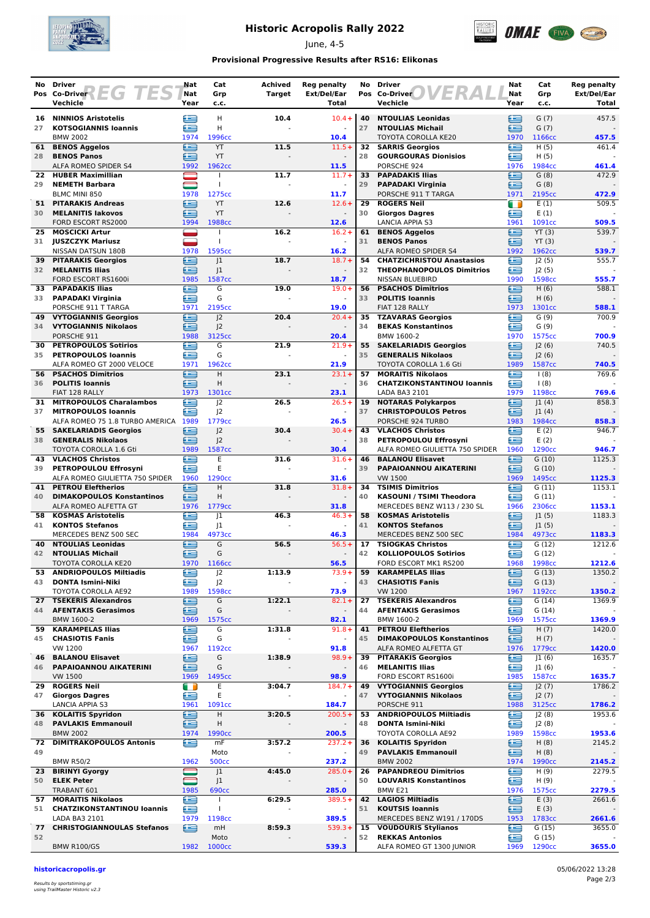# Historic Acropolis Rally 2022

June, 4-5

### Provisional Progressive Results after RS16: Elikonas

## REG TEST

| No Pos | Driver / Co-Driver / Vehicle | Nat / Nat / Year | Cat Grp c.c. | Achived Target | Reg penalty Ext/Del/Ear Total |
|---|---|---|---|---|---|
| 16 / 27 | NINNIOS Aristotelis / KOTSOGIANNIS Ioannis / BMW 2002 | GR / GR / 1974 | H / H / 1996cc | 10.4 | 10.4+ / - / 10.4 |
| 61 / 28 | BENOS Aggelos / BENOS Panos / ALFA ROMEO SPIDER S4 | GR / GR / 1992 | YT / YT / 1962cc | 11.5 | 11.5+ / - / 11.5 |
| 22 / 29 | HUBER Maximillian / NEMETH Barbara / BLMC MINI 850 | AT / AT / 1978 | I / I / 1275cc | 11.7 | 11.7+ / - / 11.7 |
| 51 / 30 | PITARAKIS Andreas / MELANITIS Iakovos / FORD ESCORT RS2000 | GR / GR / 1994 | YT / YT / 1988cc | 12.6 | 12.6+ / - / 12.6 |
| 25 / 31 | MOSCICKI Artur / JUSZCZYK Mariusz / NISSAN DATSUN 180B | PL / PL / 1978 | I / I / 1595cc | 16.2 | 16.2+ / - / 16.2 |
| 39 / 32 | PITARAKIS Georgios / MELANITIS Ilias / FORD ESCORT RS1600i | GR / GR / 1985 | J1 / J1 / 1587cc | 18.7 | 18.7+ / - / 18.7 |
| 33 / 33 | PAPADAKIS Ilias / PAPADAKI Virginia / PORSCHE 911 T TARGA | GR / GR / 1971 | G / G / 2195cc | 19.0 | 19.0+ / - / 19.0 |
| 49 / 34 | VYTOGIANNIS Georgios / VYTOGIANNIS Nikolaos / PORSCHE 911 | GR / GR / 1988 | J2 / J2 / 3125cc | 20.4 | 20.4+ / - / 20.4 |
| 30 / 35 | PETROPOULOS Sotirios / PETROPOULOS Ioannis / ALFA ROMEO GT 2000 VELOCE | GR / GR / 1971 | G / G / 1962cc | 21.9 | 21.9+ / - / 21.9 |
| 56 / 36 | PSACHOS Dimitrios / POLITIS Ioannis / FIAT 128 RALLY | GR / GR / 1973 | H / H / 1301cc | 23.1 | 23.1+ / - / 23.1 |
| 31 / 37 | MITROPOULOS Charalambos / MITROPOULOS Ioannis / ALFA ROMEO 75 1.8 TURBO AMERICA | GR / GR / 1989 | J2 / J2 / 1779cc | 26.5 | 26.5+ / - / 26.5 |
| 55 / 38 | SAKELARIADIS Georgios / GENERALIS Nikolaos / TOYOTA COROLLA 1.6 Gti | GR / GR / 1989 | J2 / J2 / 1587cc | 30.4 | 30.4+ / - / 30.4 |
| 43 / 39 | VLACHOS Christos / PETROPOULOU Effrosyni / ALFA ROMEO GIULIETTA 750 SPIDER | GR / GR / 1960 | E / E / 1290cc | 31.6 | 31.6+ / - / 31.6 |
| 41 / 40 | PETROU Eleftherios / DIMAKOPOULOS Konstantinos / ALFA ROMEO ALFETTA GT | GR / GR / 1976 | H / H / 1779cc | 31.8 | 31.8+ / - / 31.8 |
| 58 / 41 | KOSMAS Aristotelis / KONTOS Stefanos / MERCEDES BENZ 500 SEC | GR / GR / 1984 | J1 / J1 / 4973cc | 46.3 | 46.3+ / - / 46.3 |
| 40 / 42 | NTOULIAS Leonidas / NTOULIAS Michail / TOYOTA COROLLA KE20 | GR / GR / 1970 | G / G / 1166cc | 56.5 | 56.5+ / - / 56.5 |
| 53 / 43 | ANDRIOPOULOS Miltiadis / DONTA Ismini-Niki / TOYOTA COROLLA AE92 | GR / GR / 1989 | J2 / J2 / 1598cc | 1:13.9 | 73.9+ / - / 73.9 |
| 27 / 44 | TSEKERIS Alexandros / AFENTAKIS Gerasimos / BMW 1600-2 | GR / GR / 1969 | G / G / 1575cc | 1:22.1 | 82.1+ / - / 82.1 |
| 59 / 45 | KARAMPELAS Ilias / CHASIOTIS Fanis / VW 1200 | GR / GR / 1967 | G / G / 1192cc | 1:31.8 | 91.8+ / - / 91.8 |
| 46 / 46 | BALANOU Elisavet / PAPAIOANNOU AIKATERINI / VW 1500 | GR / GR / 1969 | G / G / 1495cc | 1:38.9 | 98.9+ / - / 98.9 |
| 29 / 47 | ROGERS Neil / Giorgos Dagres / LANCIA APPIA S3 | IE / GR / 1961 | E / E / 1091cc | 3:04.7 | 184.7+ / - / 184.7 |
| 36 / 48 | KOLAITIS Spyridon / PAVLAKIS Emmanouil / BMW 2002 | GR / GR / 1974 | H / H / 1990cc | 3:20.5 | 200.5+ / - / 200.5 |
| 72 / 49 | DIMITRAKOPOULOS Antonis / / BMW R50/2 | GR / / 1962 | mF / Moto / 500cc | 3:57.2 | 237.2+ / - / 237.2 |
| 23 / 50 | BIRINYI Gyorgy / ELEK Peter / TRABANT 601 | HU / HU / 1985 | J1 / J1 / 690cc | 4:45.0 | 285.0+ / - / 285.0 |
| 57 / 51 | MORAITIS Nikolaos / CHATZIKONSTANTINOU Ioannis / LADA BA3 2101 | GR / GR / 1979 | I / I / 1198cc | 6:29.5 | 389.5+ / - / 389.5 |
| 77 / 52 | CHRISTOGIANNOULAS Stefanos / / BMW R100/GS | GR / / 1982 | mH / Moto / 1000cc | 8:59.3 | 539.3+ / - / 539.3 |

## OVERALL

| No Pos | Driver / Co-Driver / Vehicle | Nat / Nat / Year | Cat Grp c.c. | Reg penalty Ext/Del/Ear Total |
|---|---|---|---|---|
| 40 / 27 | NTOULIAS Leonidas / NTOULIAS Michail / TOYOTA COROLLA KE20 | GR / GR / 1970 | G (7) / G (7) / 1166cc | 457.5 / - / 457.5 |
| 32 / 28 | SARRIS Georgios / GOURGOURAS Dionisios / PORSCHE 924 | GR / GR / 1976 | H (5) / H (5) / 1984cc | 461.4 / - / 461.4 |
| 33 / 29 | PAPADAKIS Ilias / PAPADAKI Virginia / PORSCHE 911 T TARGA | GR / GR / 1971 | G (8) / G (8) / 2195cc | 472.9 / - / 472.9 |
| 29 / 30 | ROGERS Neil / Giorgos Dagres / LANCIA APPIA S3 | IE / GR / 1961 | E (1) / E (1) / 1091cc | 509.5 / - / 509.5 |
| 61 / 31 | BENOS Aggelos / BENOS Panos / ALFA ROMEO SPIDER S4 | GR / GR / 1992 | YT (3) / YT (3) / 1962cc | 539.7 / - / 539.7 |
| 54 / 32 | CHATZICHRISTOU Anastasios / THEOPHANOPOULOS Dimitrios / NISSAN BLUEBIRD | GR / GR / 1990 | J2 (5) / J2 (5) / 1598cc | 555.7 / - / 555.7 |
| 56 / 33 | PSACHOS Dimitrios / POLITIS Ioannis / FIAT 128 RALLY | GR / GR / 1973 | H (6) / H (6) / 1301cc | 588.1 / - / 588.1 |
| 35 / 34 | TZAVARAS Georgios / BEKAS Konstantinos / BMW 1600-2 | GR / GR / 1970 | G (9) / G (9) / 1575cc | 700.9 / - / 700.9 |
| 55 / 35 | SAKELARIADIS Georgios / GENERALIS Nikolaos / TOYOTA COROLLA 1.6 Gti | GR / GR / 1989 | J2 (6) / J2 (6) / 1587cc | 740.5 / - / 740.5 |
| 57 / 36 | MORAITIS Nikolaos / CHATZIKONSTANTINOU Ioannis / LADA BA3 2101 | GR / GR / 1979 | I (8) / I (8) / 1198cc | 769.6 / - / 769.6 |
| 19 / 37 | NOTARAS Polykarpos / CHRISTOPOULOS Petros / PORSCHE 924 TURBO | GR / GR / 1983 | J1 (4) / J1 (4) / 1984cc | 858.3 / - / 858.3 |
| 43 / 38 | VLACHOS Christos / PETROPOULOU Effrosyni / ALFA ROMEO GIULIETTA 750 SPIDER | GR / GR / 1960 | E (2) / E (2) / 1290cc | 946.7 / - / 946.7 |
| 46 / 39 | BALANOU Elisavet / PAPAIOANNOU AIKATERINI / VW 1500 | GR / GR / 1969 | G (10) / G (10) / 1495cc | 1125.3 / - / 1125.3 |
| 34 / 40 | TSIMIS Dimitrios / KASOUNI / TSIMI Theodora / MERCEDES BENZ W113 / 230 SL | GR / GR / 1966 | G (11) / G (11) / 2306cc | 1153.1 / - / 1153.1 |
| 58 / 41 | KOSMAS Aristotelis / KONTOS Stefanos / MERCEDES BENZ 500 SEC | GR / GR / 1984 | J1 (5) / J1 (5) / 4973cc | 1183.3 / - / 1183.3 |
| 17 / 42 | TSIOGKAS Christos / KOLLIOPOULOS Sotirios / FORD ESCORT MK1 RS200 | GR / GR / 1968 | G (12) / G (12) / 1998cc | 1212.6 / - / 1212.6 |
| 59 / 43 | KARAMPELAS Ilias / CHASIOTIS Fanis / VW 1200 | GR / GR / 1967 | G (13) / G (13) / 1192cc | 1350.2 / - / 1350.2 |
| 27 / 44 | TSEKERIS Alexandros / AFENTAKIS Gerasimos / BMW 1600-2 | GR / GR / 1969 | G (14) / G (14) / 1575cc | 1369.9 / - / 1369.9 |
| 41 / 45 | PETROU Eleftherios / DIMAKOPOULOS Konstantinos / ALFA ROMEO ALFETTA GT | GR / GR / 1976 | H (7) / H (7) / 1779cc | 1420.0 / - / 1420.0 |
| 39 / 46 | PITARAKIS Georgios / MELANITIS Ilias / FORD ESCORT RS1600i | GR / GR / 1985 | J1 (6) / J1 (6) / 1587cc | 1635.7 / - / 1635.7 |
| 49 / 47 | VYTOGIANNIS Georgios / VYTOGIANNIS Nikolaos / PORSCHE 911 | GR / GR / 1988 | J2 (7) / J2 (7) / 3125cc | 1786.2 / - / 1786.2 |
| 53 / 48 | ANDRIOPOULOS Miltiadis / DONTA Ismini-Niki / TOYOTA COROLLA AE92 | GR / GR / 1989 | J2 (8) / J2 (8) / 1598cc | 1953.6 / - / 1953.6 |
| 36 / 49 | KOLAITIS Spyridon / PAVLAKIS Emmanouil / BMW 2002 | GR / GR / 1974 | H (8) / H (8) / 1990cc | 2145.2 / - / 2145.2 |
| 26 / 50 | PAPANDREOU Dimitrios / LOUVARIS Konstantinos / BMW E21 | GR / GR / 1976 | H (9) / H (9) / 1975cc | 2279.5 / - / 2279.5 |
| 42 / 51 | LAGIOS Miltiadis / KOTSIS Ioannis / MERCEDES BENZ W191 / 170DS | GR / GR / 1953 | E (3) / E (3) / 1783cc | 2661.6 / - / 2661.6 |
| 15 / 52 | VOUDOURIS Stylianos / REKKAS Antonios / ALFA ROMEO GT 1300 JUNIOR | GR / GR / 1969 | G (15) / G (15) / 1290cc | 3655.0 / - / 3655.0 |

historicacropolis.gr

Results by sportstiming.gr
using TrailMaster Historic v2.3

05/06/2022 13:28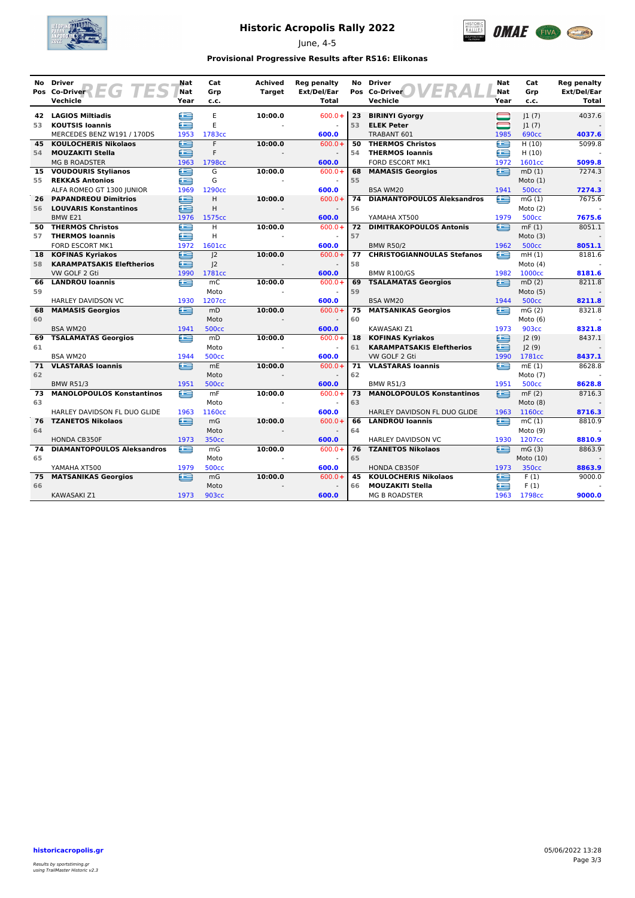# Historic Acropolis Rally 2022

June, 4-5

**Provisional Progressive Results after RS16: Elikonas**

| No Pos | Driver / Co-Driver / Vechicle (REG TEST) | Nat Nat Year | Cat Grp c.c. | Achived Target | Reg penalty Ext/Del/Ear Total | No Pos | Driver / Co-Driver / Vechicle (OVERALL) | Nat Nat Year | Cat Grp c.c. | Reg penalty Ext/Del/Ear Total |
|---|---|---|---|---|---|---|---|---|---|---|
| 42 / 53 | **LAGIOS Miltiadis** / **KOUTSIS Ioannis** / MERCEDES BENZ W191 / 170DS | 1953 | E / E / 1783cc | 10:00.0 / - | 600.0+ / - / **600.0** | 23 / 53 | **BIRINYI Gyorgy** / **ELEK Peter** / TRABANT 601 | 1985 | J1 (7) / J1 (7) / 690cc | 4037.6 / - / **4037.6** |
| 45 / 54 | **KOULOCHERIS Nikolaos** / **MOUZAKITI Stella** / MG B ROADSTER | 1963 | F / F / 1798cc | 10:00.0 / - | 600.0+ / - / **600.0** | 50 / 54 | **THERMOS Christos** / **THERMOS Ioannis** / FORD ESCORT MK1 | 1972 | H (10) / H (10) / 1601cc | 5099.8 / - / **5099.8** |
| 15 / 55 | **VOUDOURIS Stylianos** / **REKKAS Antonios** / ALFA ROMEO GT 1300 JUNIOR | 1969 | G / G / 1290cc | 10:00.0 / - | 600.0+ / - / **600.0** | 68 / 55 | **MAMASIS Georgios** / BSA WM20 | 1941 | mD (1) / Moto (1) / 500cc | 7274.3 / - / **7274.3** |
| 26 / 56 | **PAPANDREOU Dimitrios** / **LOUVARIS Konstantinos** / BMW E21 | 1976 | H / H / 1575cc | 10:00.0 / - | 600.0+ / - / **600.0** | 74 / 56 | **DIAMANTOPOULOS Aleksandros** / YAMAHA XT500 | 1979 | mG (1) / Moto (2) / 500cc | 7675.6 / - / **7675.6** |
| 50 / 57 | **THERMOS Christos** / **THERMOS Ioannis** / FORD ESCORT MK1 | 1972 | H / H / 1601cc | 10:00.0 / - | 600.0+ / - / **600.0** | 72 / 57 | **DIMITRAKOPOULOS Antonis** / BMW R50/2 | 1962 | mF (1) / Moto (3) / 500cc | 8051.1 / - / **8051.1** |
| 18 / 58 | **KOFINAS Kyriakos** / **KARAMPATSAKIS Eleftherios** / VW GOLF 2 Gti | 1990 | J2 / J2 / 1781cc | 10:00.0 / - | 600.0+ / - / **600.0** | 77 / 58 | **CHRISTOGIANNOULAS Stefanos** / BMW R100/GS | 1982 | mH (1) / Moto (4) / 1000cc | 8181.6 / - / **8181.6** |
| 66 / 59 | **LANDROU Ioannis** / HARLEY DAVIDSON VC | 1930 | mC / Moto / 1207cc | 10:00.0 / - | 600.0+ / - / **600.0** | 69 / 59 | **TSALAMATAS Georgios** / BSA WM20 | 1944 | mD (2) / Moto (5) / 500cc | 8211.8 / - / **8211.8** |
| 68 / 60 | **MAMASIS Georgios** / BSA WM20 | 1941 | mD / Moto / 500cc | 10:00.0 / - | 600.0+ / - / **600.0** | 75 / 60 | **MATSANIKAS Georgios** / KAWASAKI Z1 | 1973 | mG (2) / Moto (6) / 903cc | 8321.8 / - / **8321.8** |
| 69 / 61 | **TSALAMATAS Georgios** / BSA WM20 | 1944 | mD / Moto / 500cc | 10:00.0 / - | 600.0+ / - / **600.0** | 18 / 61 | **KOFINAS Kyriakos** / **KARAMPATSAKIS Eleftherios** / VW GOLF 2 Gti | 1990 | J2 (9) / J2 (9) / 1781cc | 8437.1 / - / **8437.1** |
| 71 / 62 | **VLASTARAS Ioannis** / BMW R51/3 | 1951 | mE / Moto / 500cc | 10:00.0 / - | 600.0+ / - / **600.0** | 71 / 62 | **VLASTARAS Ioannis** / BMW R51/3 | 1951 | mE (1) / Moto (7) / 500cc | 8628.8 / - / **8628.8** |
| 73 / 63 | **MANOLOPOULOS Konstantinos** / HARLEY DAVIDSON FL DUO GLIDE | 1963 | mF / Moto / 1160cc | 10:00.0 / - | 600.0+ / - / **600.0** | 73 / 63 | **MANOLOPOULOS Konstantinos** / HARLEY DAVIDSON FL DUO GLIDE | 1963 | mF (2) / Moto (8) / 1160cc | 8716.3 / - / **8716.3** |
| 76 / 64 | **TZANETOS Nikolaos** / HONDA CB350F | 1973 | mG / Moto / 350cc | 10:00.0 / - | 600.0+ / - / **600.0** | 66 / 64 | **LANDROU Ioannis** / HARLEY DAVIDSON VC | 1930 | mC (1) / Moto (9) / 1207cc | 8810.9 / - / **8810.9** |
| 74 / 65 | **DIAMANTOPOULOS Aleksandros** / YAMAHA XT500 | 1979 | mG / Moto / 500cc | 10:00.0 / - | 600.0+ / - / **600.0** | 76 / 65 | **TZANETOS Nikolaos** / HONDA CB350F | 1973 | mG (3) / Moto (10) / 350cc | 8863.9 / - / **8863.9** |
| 75 / 66 | **MATSANIKAS Georgios** / KAWASAKI Z1 | 1973 | mG / Moto / 903cc | 10:00.0 / - | 600.0+ / - / **600.0** | 45 / 66 | **KOULOCHERIS Nikolaos** / **MOUZAKITI Stella** / MG B ROADSTER | 1963 | F (1) / F (1) / 1798cc | 9000.0 / - / **9000.0** |

historicacropolis.gr

05/06/2022 13:28

*Results by sportstiming.gr using TrailMaster Historic v2.3*